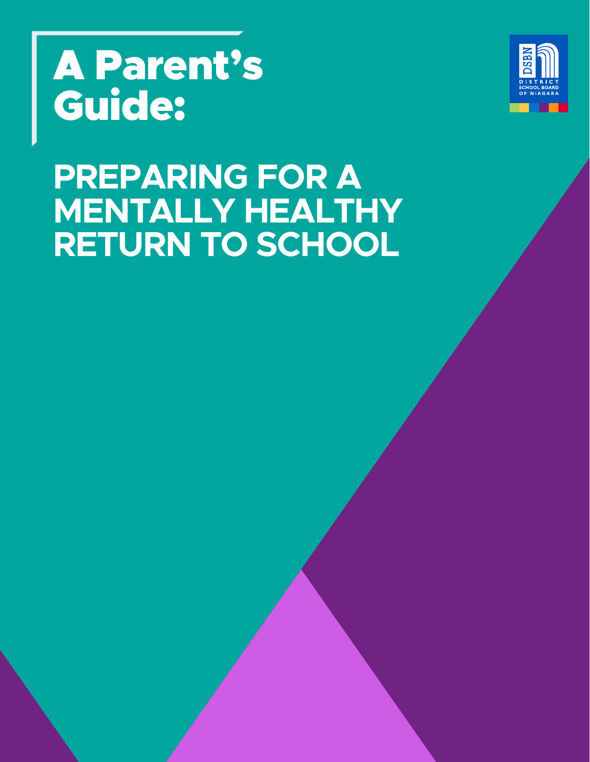# A Parent's Guide:

DISTRICT SCHOOL BOARD OF NIAGARA

## PREPARING FOR A MENTALLY HEALTHY RETURN TO SCHOOL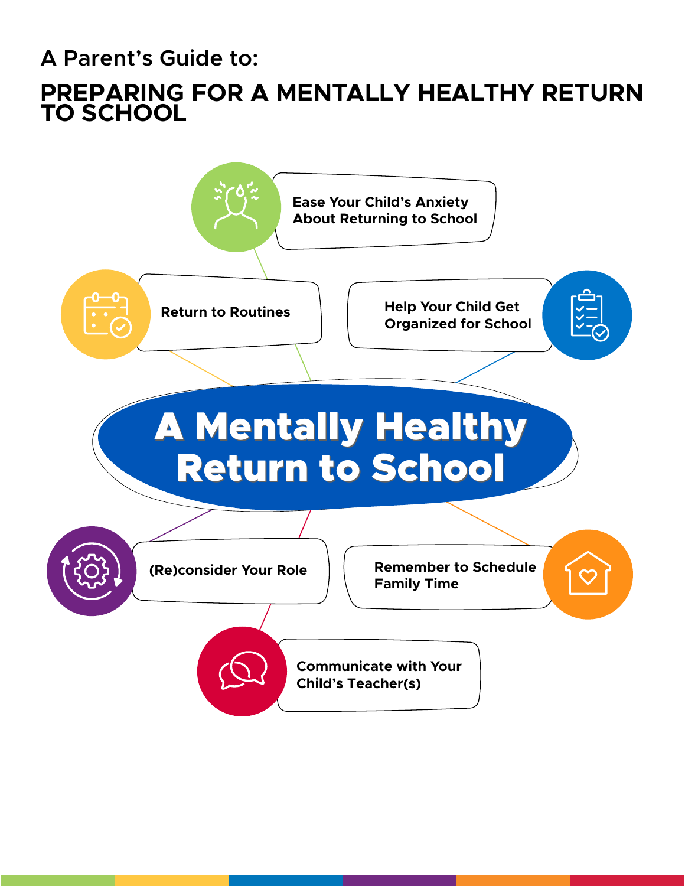A Parent's Guide to:

# PREPARING FOR A MENTALLY HEALTHY RETURN TO SCHOOL

## A Mentally Healthy Return to School

- Ease Your Child's Anxiety About Returning to School
- Return to Routines
- Help Your Child Get Organized for School
- (Re)consider Your Role
- Remember to Schedule Family Time
- Communicate with Your Child's Teacher(s)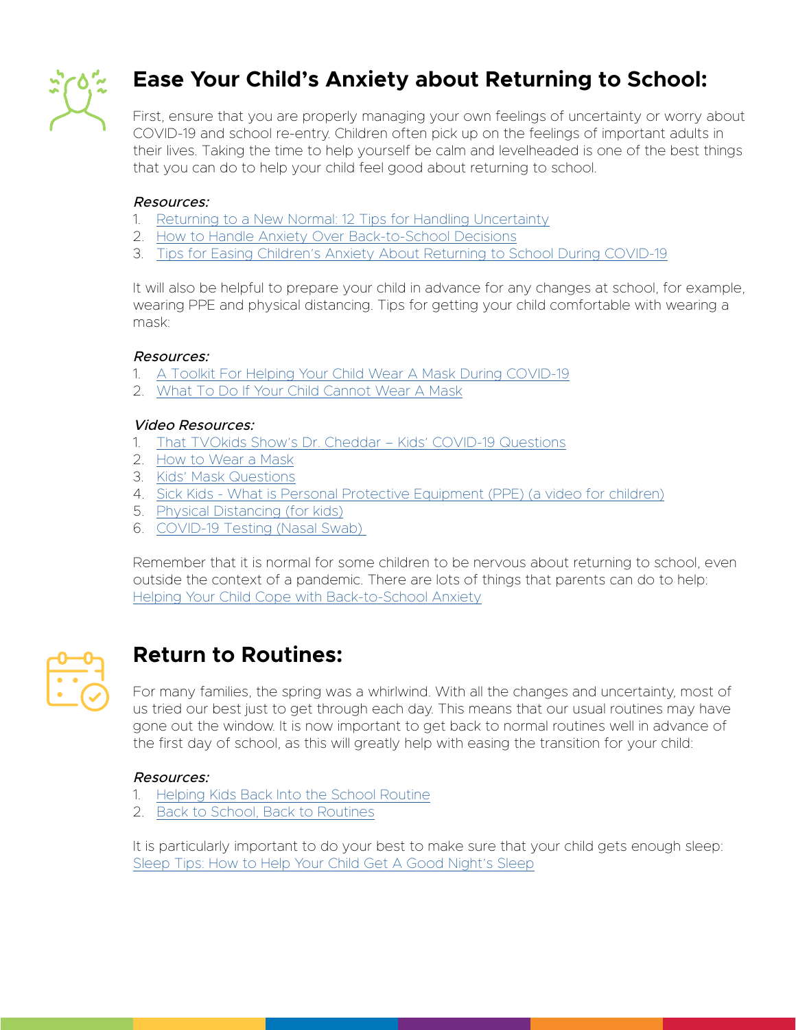## Ease Your Child's Anxiety about Returning to School:

First, ensure that you are properly managing your own feelings of uncertainty or worry about COVID-19 and school re-entry. Children often pick up on the feelings of important adults in their lives. Taking the time to help yourself be calm and levelheaded is one of the best things that you can do to help your child feel good about returning to school.

*Resources:*

1. Returning to a New Normal: 12 Tips for Handling Uncertainty
2. How to Handle Anxiety Over Back-to-School Decisions
3. Tips for Easing Children's Anxiety About Returning to School During COVID-19

It will also be helpful to prepare your child in advance for any changes at school, for example, wearing PPE and physical distancing. Tips for getting your child comfortable with wearing a mask:

*Resources:*

1. A Toolkit For Helping Your Child Wear A Mask During COVID-19
2. What To Do If Your Child Cannot Wear A Mask

*Video Resources:*

1. That TVOkids Show's Dr. Cheddar – Kids' COVID-19 Questions
2. How to Wear a Mask
3. Kids' Mask Questions
4. Sick Kids - What is Personal Protective Equipment (PPE) (a video for children)
5. Physical Distancing (for kids)
6. COVID-19 Testing (Nasal Swab)

Remember that it is normal for some children to be nervous about returning to school, even outside the context of a pandemic. There are lots of things that parents can do to help: Helping Your Child Cope with Back-to-School Anxiety

## Return to Routines:

For many families, the spring was a whirlwind. With all the changes and uncertainty, most of us tried our best just to get through each day. This means that our usual routines may have gone out the window. It is now important to get back to normal routines well in advance of the first day of school, as this will greatly help with easing the transition for your child:

*Resources:*

1. Helping Kids Back Into the School Routine
2. Back to School, Back to Routines

It is particularly important to do your best to make sure that your child gets enough sleep: Sleep Tips: How to Help Your Child Get A Good Night's Sleep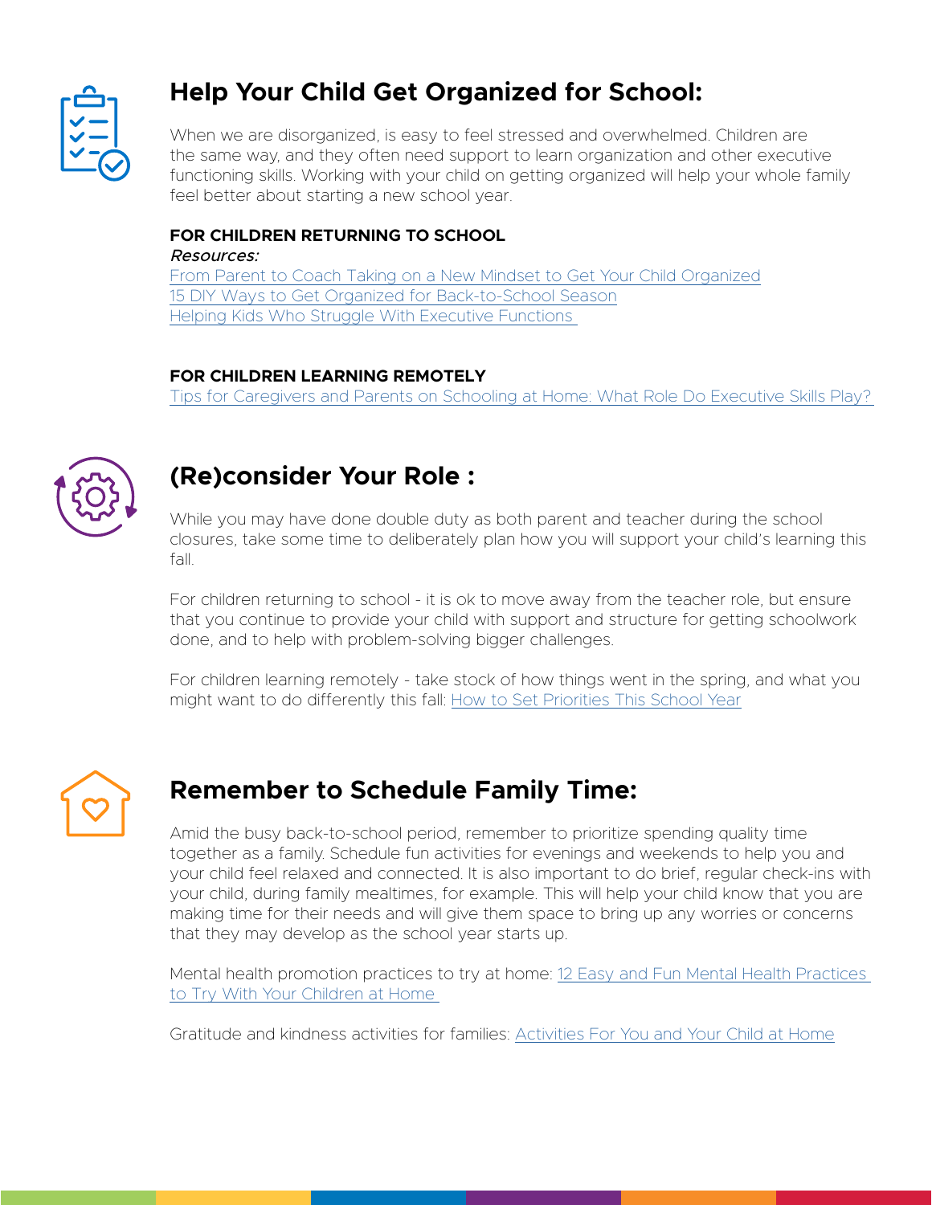## Help Your Child Get Organized for School:

When we are disorganized, is easy to feel stressed and overwhelmed. Children are the same way, and they often need support to learn organization and other executive functioning skills. Working with your child on getting organized will help your whole family feel better about starting a new school year.

**FOR CHILDREN RETURNING TO SCHOOL**

*Resources:*

From Parent to Coach Taking on a New Mindset to Get Your Child Organized
15 DIY Ways to Get Organized for Back-to-School Season
Helping Kids Who Struggle With Executive Functions

**FOR CHILDREN LEARNING REMOTELY**

Tips for Caregivers and Parents on Schooling at Home: What Role Do Executive Skills Play?

## (Re)consider Your Role :

While you may have done double duty as both parent and teacher during the school closures, take some time to deliberately plan how you will support your child's learning this fall.

For children returning to school - it is ok to move away from the teacher role, but ensure that you continue to provide your child with support and structure for getting schoolwork done, and to help with problem-solving bigger challenges.

For children learning remotely - take stock of how things went in the spring, and what you might want to do differently this fall: How to Set Priorities This School Year

## Remember to Schedule Family Time:

Amid the busy back-to-school period, remember to prioritize spending quality time together as a family. Schedule fun activities for evenings and weekends to help you and your child feel relaxed and connected. It is also important to do brief, regular check-ins with your child, during family mealtimes, for example. This will help your child know that you are making time for their needs and will give them space to bring up any worries or concerns that they may develop as the school year starts up.

Mental health promotion practices to try at home: 12 Easy and Fun Mental Health Practices to Try With Your Children at Home

Gratitude and kindness activities for families: Activities For You and Your Child at Home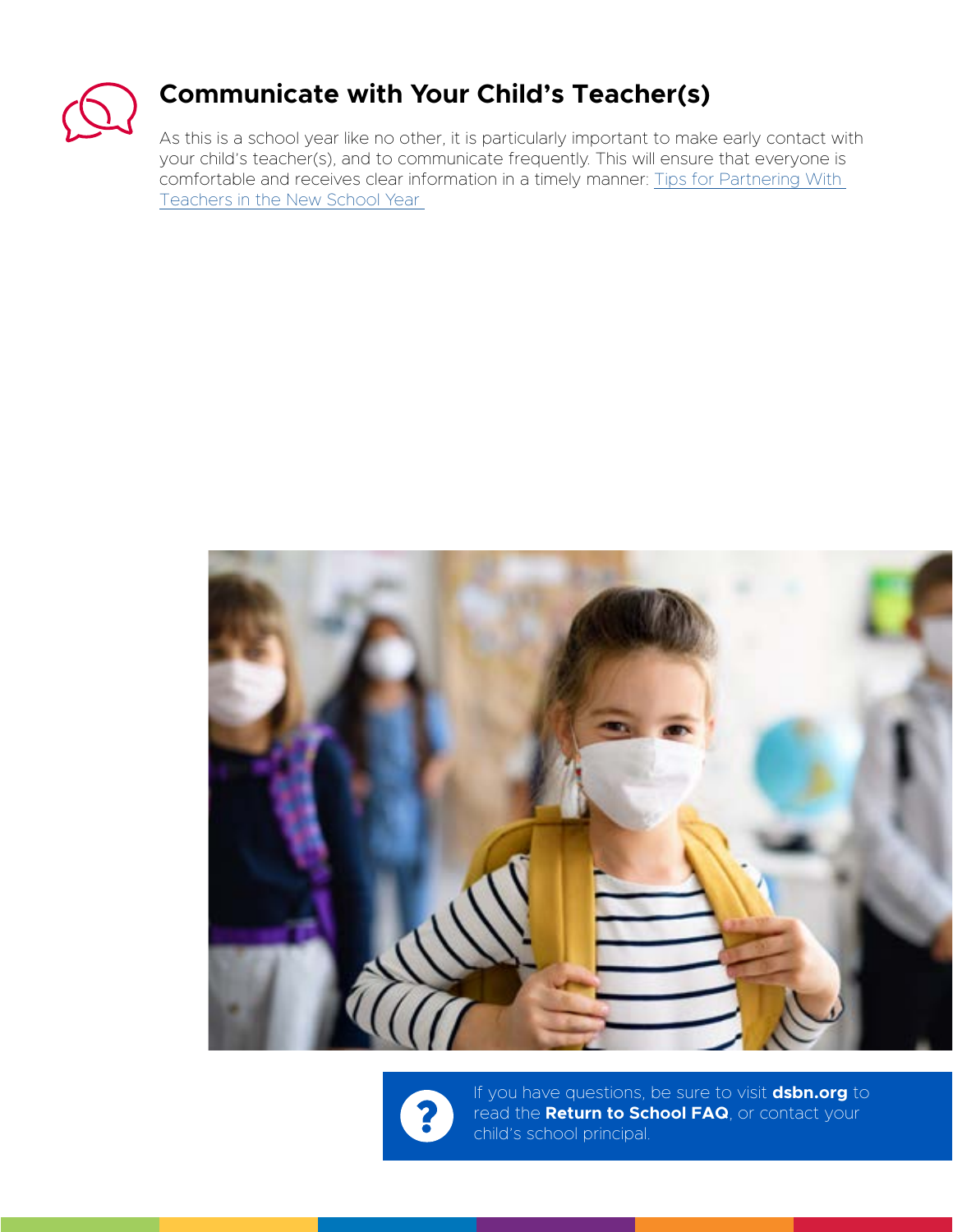## Communicate with Your Child's Teacher(s)

As this is a school year like no other, it is particularly important to make early contact with your child's teacher(s), and to communicate frequently. This will ensure that everyone is comfortable and receives clear information in a timely manner: [Tips for Partnering With Teachers in the New School Year]

If you have questions, be sure to visit **dsbn.org** to read the **Return to School FAQ**, or contact your child's school principal.